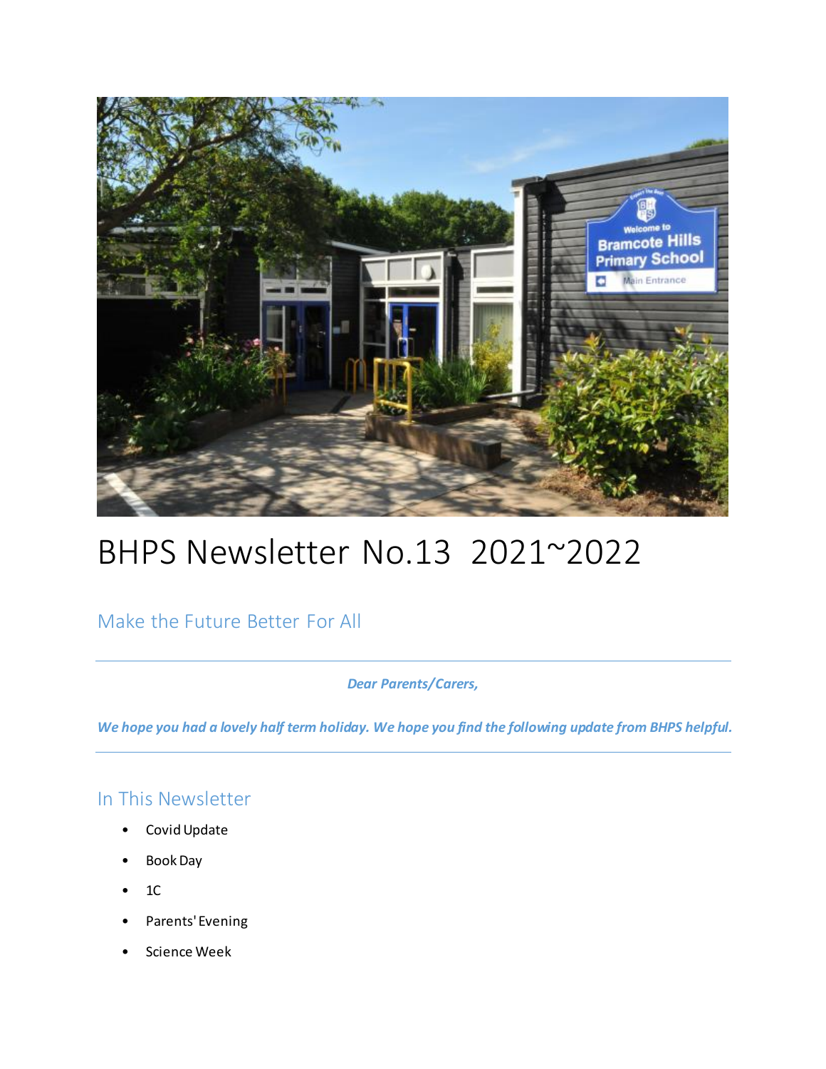# BHPS Newsletter No.13 2021~2022

## Make the Future Better For All

***Dear Parents/Carers,***

***We hope you had a lovely half term holiday. We hope you find the following update from BHPS helpful.***

## In This Newsletter

- Covid Update
- Book Day
- 1C
- Parents' Evening
- Science Week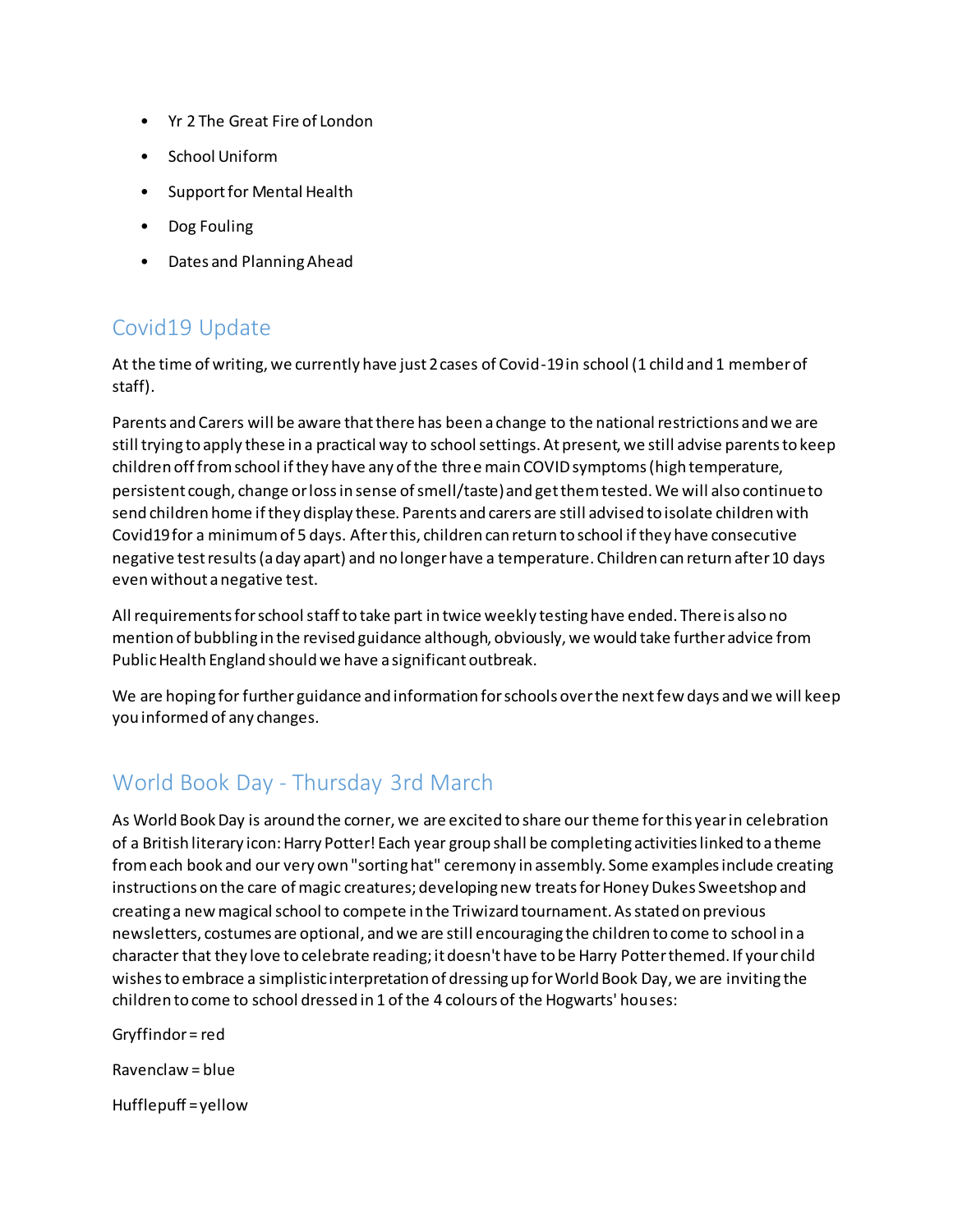- Yr 2 The Great Fire of London
- School Uniform
- Support for Mental Health
- Dog Fouling
- Dates and Planning Ahead

## Covid19 Update

At the time of writing, we currently have just 2 cases of Covid-19 in school (1 child and 1 member of staff).

Parents and Carers will be aware that there has been a change to the national restrictions and we are still trying to apply these in a practical way to school settings. At present, we still advise parents to keep children off from school if they have any of the three main COVID symptoms (high temperature, persistent cough, change or loss in sense of smell/taste) and get them tested. We will also continue to send children home if they display these. Parents and carers are still advised to isolate children with Covid19 for a minimum of 5 days. After this, children can return to school if they have consecutive negative test results (a day apart) and no longer have a temperature. Children can return after 10 days even without a negative test.

All requirements for school staff to take part in twice weekly testing have ended. There is also no mention of bubbling in the revised guidance although, obviously, we would take further advice from Public Health England should we have a significant outbreak.

We are hoping for further guidance and information for schools over the next few days and we will keep you informed of any changes.

## World Book Day - Thursday 3rd March

As World Book Day is around the corner, we are excited to share our theme for this year in celebration of a British literary icon: Harry Potter! Each year group shall be completing activities linked to a theme from each book and our very own "sorting hat" ceremony in assembly. Some examples include creating instructions on the care of magic creatures; developing new treats for Honey Dukes Sweetshop and creating a new magical school to compete in the Triwizard tournament. As stated on previous newsletters, costumes are optional, and we are still encouraging the children to come to school in a character that they love to celebrate reading; it doesn't have to be Harry Potter themed. If your child wishes to embrace a simplistic interpretation of dressing up for World Book Day, we are inviting the children to come to school dressed in 1 of the 4 colours of the Hogwarts' houses:

Gryffindor = red

Ravenclaw = blue

Hufflepuff = yellow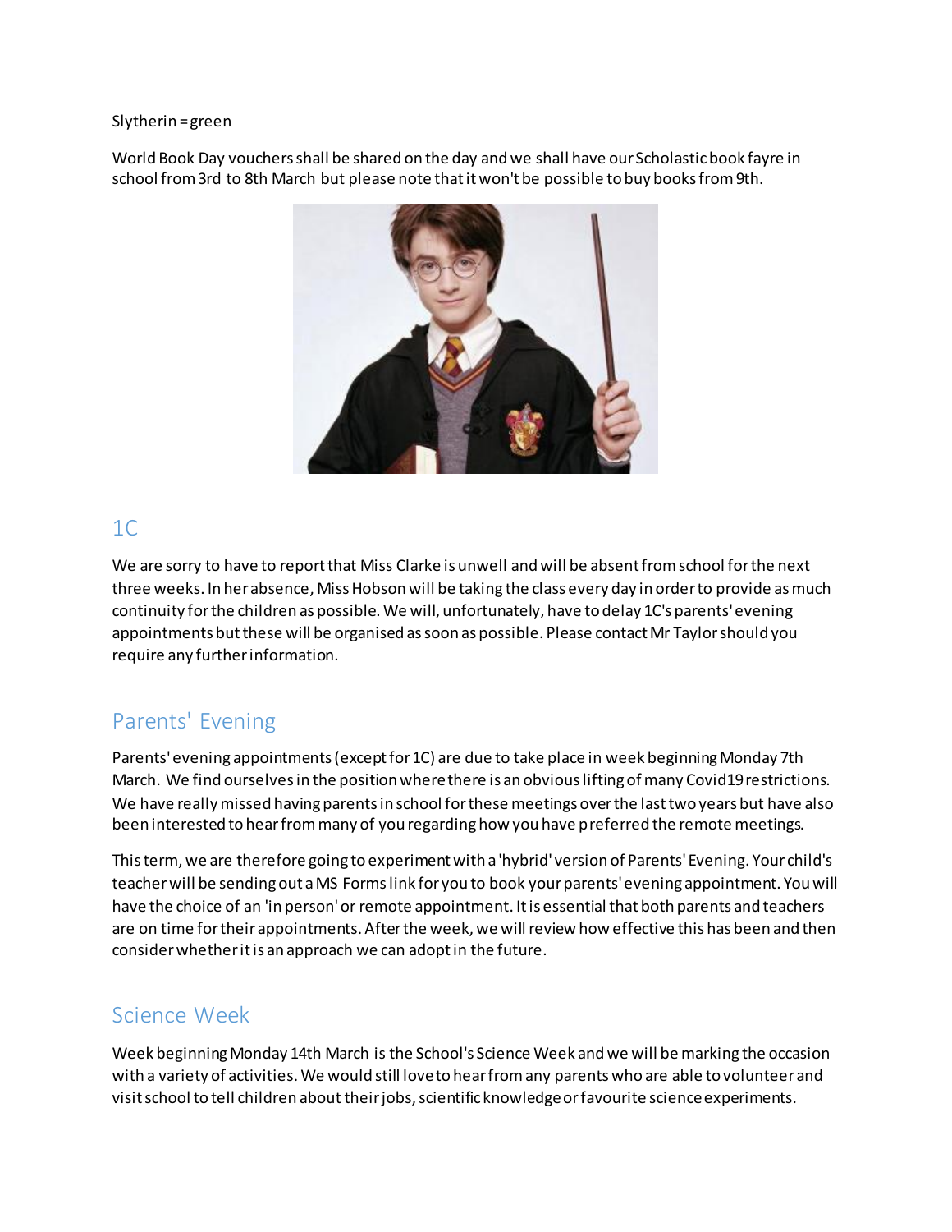Slytherin = green

World Book Day vouchers shall be shared on the day and we shall have our Scholastic book fayre in school from 3rd to 8th March but please note that it won't be possible to buy books from 9th.

## 1C

We are sorry to have to report that Miss Clarke is unwell and will be absent from school for the next three weeks. In her absence, Miss Hobson will be taking the class every day in order to provide as much continuity for the children as possible. We will, unfortunately, have to delay 1C's parents' evening appointments but these will be organised as soon as possible. Please contact Mr Taylor should you require any further information.

## Parents' Evening

Parents' evening appointments (except for 1C) are due to take place in week beginning Monday 7th March. We find ourselves in the position where there is an obvious lifting of many Covid19 restrictions. We have really missed having parents in school for these meetings over the last two years but have also been interested to hear from many of you regarding how you have preferred the remote meetings.

This term, we are therefore going to experiment with a 'hybrid' version of Parents' Evening. Your child's teacher will be sending out a MS Forms link for you to book your parents' evening appointment. You will have the choice of an 'in person' or remote appointment. It is essential that both parents and teachers are on time for their appointments. After the week, we will review how effective this has been and then consider whether it is an approach we can adopt in the future.

## Science Week

Week beginning Monday 14th March is the School's Science Week and we will be marking the occasion with a variety of activities. We would still love to hear from any parents who are able to volunteer and visit school to tell children about their jobs, scientific knowledge or favourite science experiments.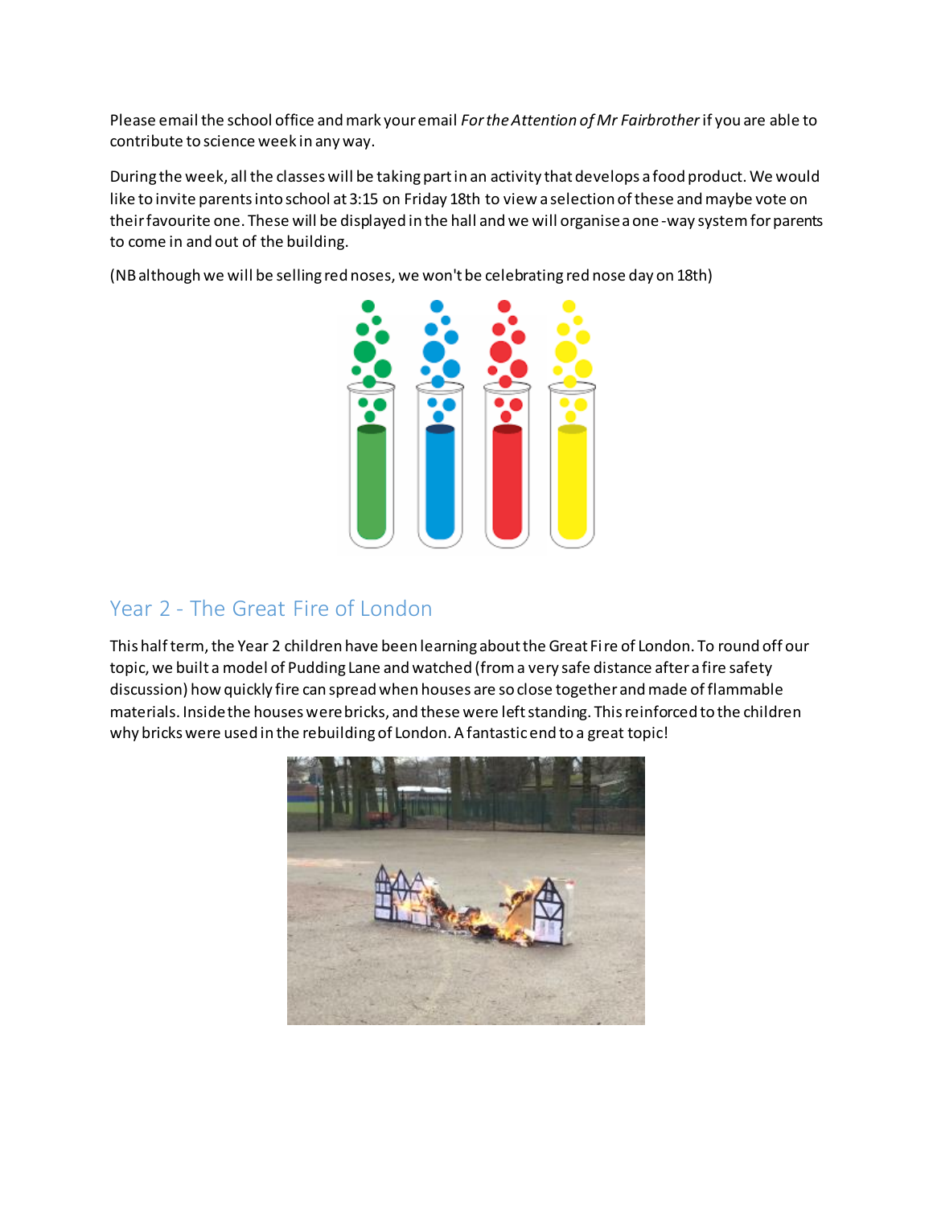Please email the school office and mark your email *For the Attention of Mr Fairbrother* if you are able to contribute to science week in any way.

During the week, all the classes will be taking part in an activity that develops a food product. We would like to invite parents into school at 3:15 on Friday 18th to view a selection of these and maybe vote on their favourite one. These will be displayed in the hall and we will organise a one-way system for parents to come in and out of the building.

(NB although we will be selling red noses, we won't be celebrating red nose day on 18th)

## Year 2 - The Great Fire of London

This half term, the Year 2 children have been learning about the Great Fire of London. To round off our topic, we built a model of Pudding Lane and watched (from a very safe distance after a fire safety discussion) how quickly fire can spread when houses are so close together and made of flammable materials. Inside the houses were bricks, and these were left standing. This reinforced to the children why bricks were used in the rebuilding of London. A fantastic end to a great topic!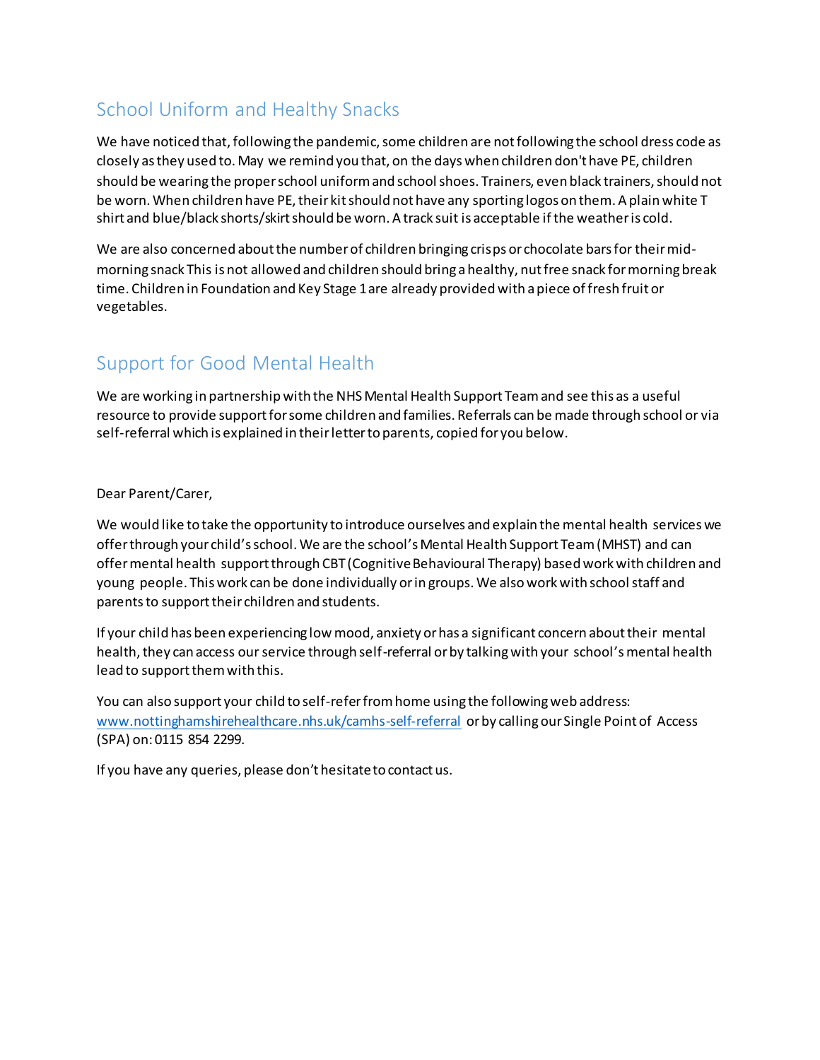## School Uniform and Healthy Snacks

We have noticed that, following the pandemic, some children are not following the school dress code as closely as they used to. May we remind you that, on the days when children don't have PE, children should be wearing the proper school uniform and school shoes. Trainers, even black trainers, should not be worn. When children have PE, their kit should not have any sporting logos on them. A plain white T shirt and blue/black shorts/skirt should be worn. A track suit is acceptable if the weather is cold.

We are also concerned about the number of children bringing crisps or chocolate bars for their mid-morning snack This is not allowed and children should bring a healthy, nut free snack for morning break time. Children in Foundation and Key Stage 1 are already provided with a piece of fresh fruit or vegetables.

## Support for Good Mental Health

We are working in partnership with the NHS Mental Health Support Team and see this as a useful resource to provide support for some children and families. Referrals can be made through school or via self-referral which is explained in their letter to parents, copied for you below.

Dear Parent/Carer,

We would like to take the opportunity to introduce ourselves and explain the mental health services we offer through your child's school. We are the school's Mental Health Support Team (MHST) and can offer mental health support through CBT (Cognitive Behavioural Therapy) based work with children and young people. This work can be done individually or in groups. We also work with school staff and parents to support their children and students.

If your child has been experiencing low mood, anxiety or has a significant concern about their mental health, they can access our service through self-referral or by talking with your school's mental health lead to support them with this.

You can also support your child to self-refer from home using the following web address: www.nottinghamshirehealthcare.nhs.uk/camhs-self-referral or by calling our Single Point of Access (SPA) on: 0115 854 2299.

If you have any queries, please don't hesitate to contact us.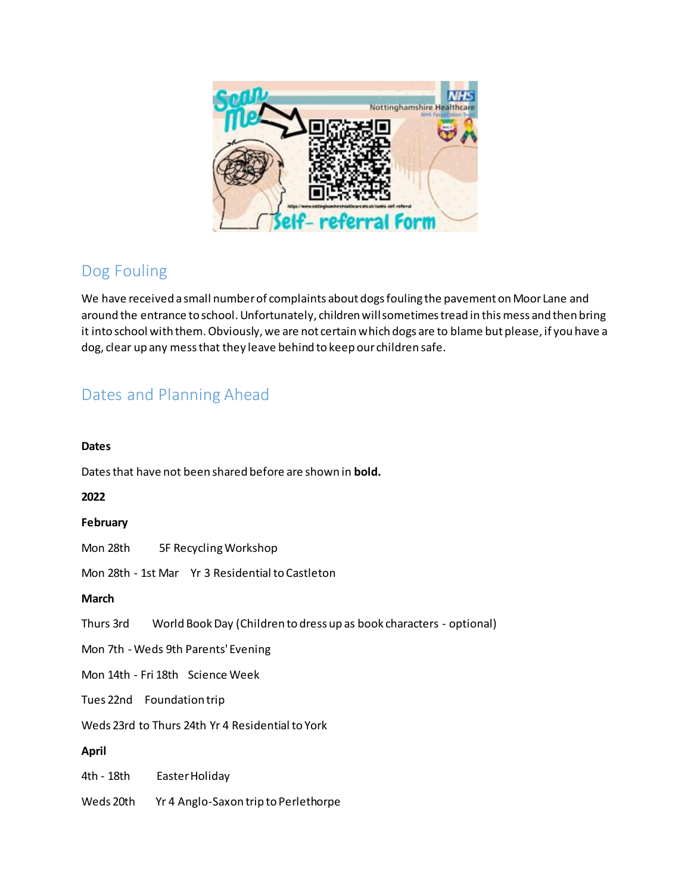## Dog Fouling

We have received a small number of complaints about dogs fouling the pavement on Moor Lane and around the entrance to school. Unfortunately, children will sometimes tread in this mess and then bring it into school with them. Obviously, we are not certain which dogs are to blame but please, if you have a dog, clear up any mess that they leave behind to keep our children safe.

## Dates and Planning Ahead

**Dates**

Dates that have not been shared before are shown in **bold.**

**2022**

**February**

Mon 28th 5F Recycling Workshop

Mon 28th - 1st Mar Yr 3 Residential to Castleton

**March**

Thurs 3rd World Book Day (Children to dress up as book characters - optional)

Mon 7th - Weds 9th Parents' Evening

Mon 14th - Fri 18th Science Week

Tues 22nd Foundation trip

Weds 23rd to Thurs 24th Yr 4 Residential to York

**April**

4th - 18th Easter Holiday

Weds 20th Yr 4 Anglo-Saxon trip to Perlethorpe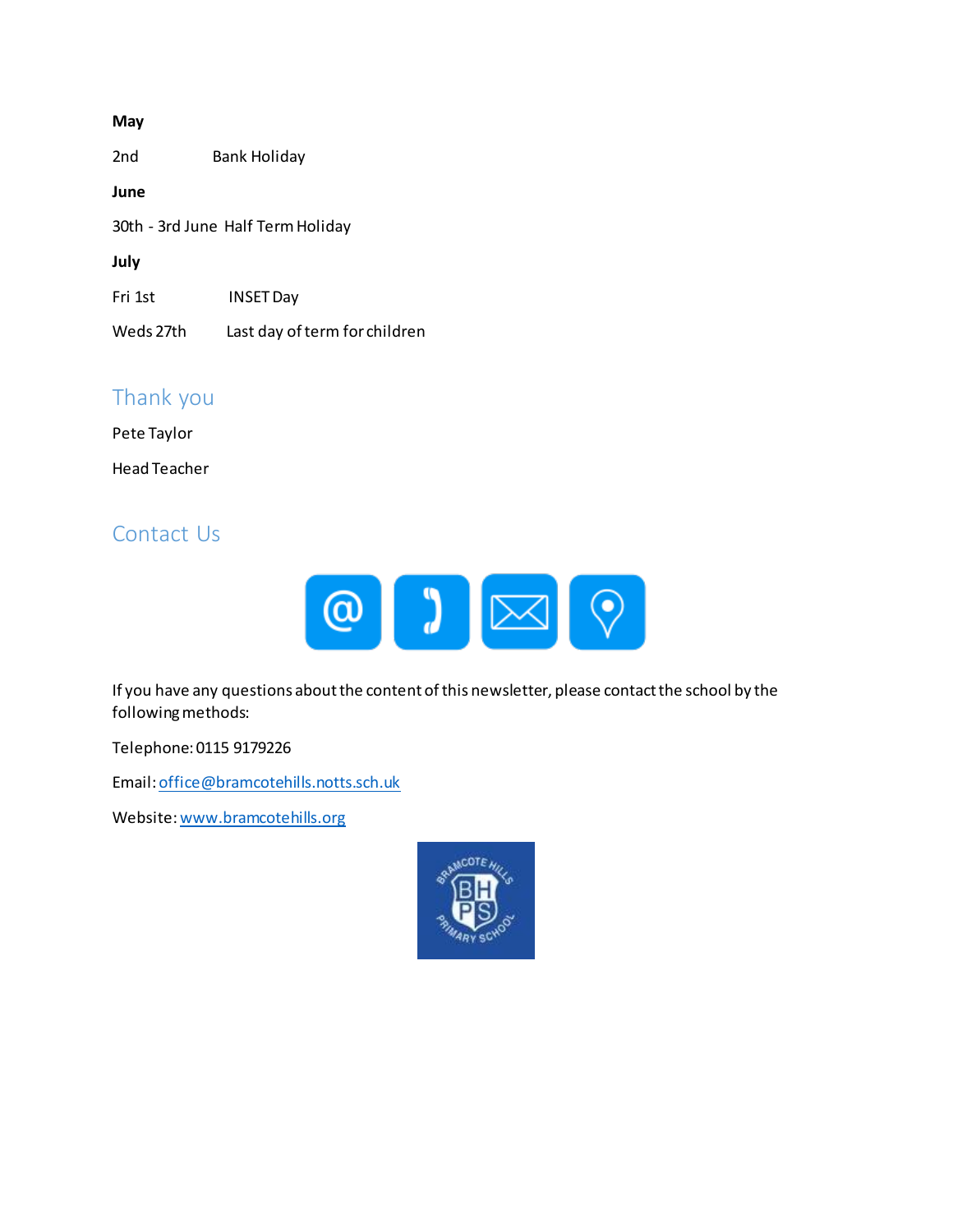**May**

2nd Bank Holiday

**June**

30th - 3rd June Half Term Holiday

**July**

Fri 1st INSET Day

Weds 27th Last day of term for children

## Thank you

Pete Taylor

Head Teacher

## Contact Us

If you have any questions about the content of this newsletter, please contact the school by the following methods:

Telephone: 0115 9179226

Email: office@bramcotehills.notts.sch.uk

Website: www.bramcotehills.org